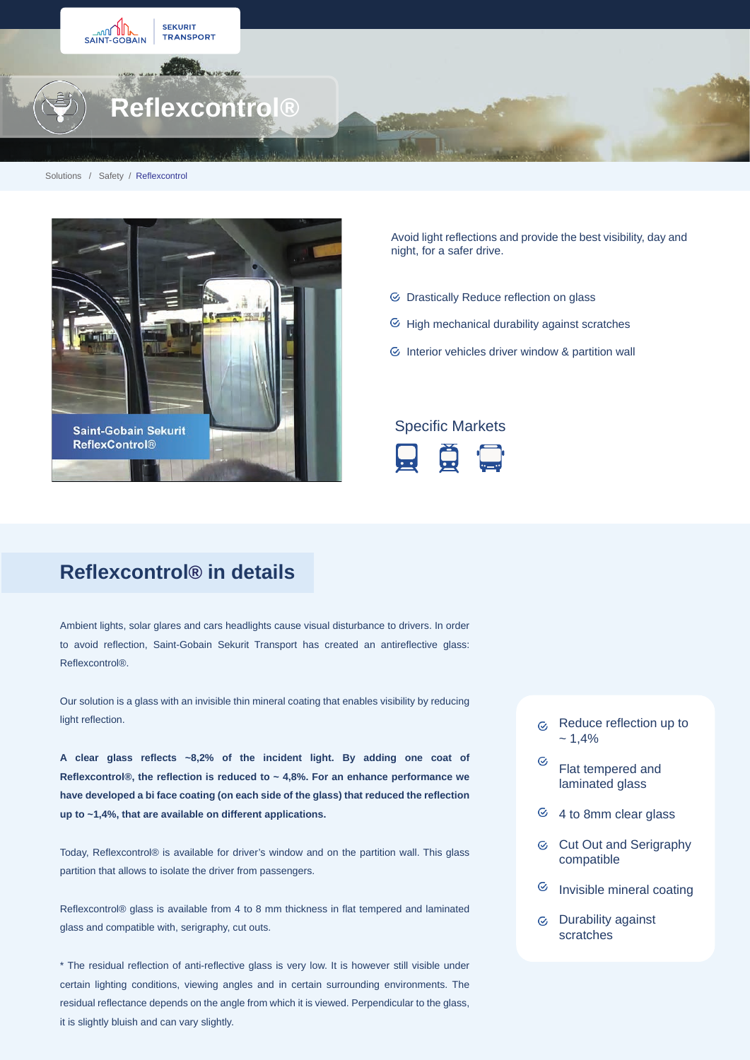# Reflexcontrol®

Solutions / Safety / Reflexcontrol

Saint-Gobain Sekurit ReflexControl®

Avoid light reflections and provide the best visibility, day and night, for a safer drive.

- Drastically Reduce reflection on glass
- High mechanical durability against scratches
- Interior vehicles driver window & partition wall

### Specific Markets

## Reflexcontrol® in details

Ambient lights, solar glares and cars headlights cause visual disturbance to drivers. In order to avoid reflection, Saint-Gobain Sekurit Transport has created an antireflective glass: Reflexcontrol®.

Our solution is a glass with an invisible thin mineral coating that enables visibility by reducing light reflection.

**A clear glass reflects ~8,2% of the incident light. By adding one coat of Reflexcontrol®, the reflection is reduced to ~ 4,8%. For an enhance performance we have developed a bi face coating (on each side of the glass) that reduced the reflection up to ~1,4%, that are available on different applications.**

Today, Reflexcontrol® is available for driver's window and on the partition wall. This glass partition that allows to isolate the driver from passengers.

Reflexcontrol® glass is available from 4 to 8 mm thickness in flat tempered and laminated glass and compatible with, serigraphy, cut outs.

* The residual reflection of anti-reflective glass is very low. It is however still visible under certain lighting conditions, viewing angles and in certain surrounding environments. The residual reflectance depends on the angle from which it is viewed. Perpendicular to the glass, it is slightly bluish and can vary slightly.

- Reduce reflection up to ~ 1,4%
- Flat tempered and laminated glass
- 4 to 8mm clear glass
- Cut Out and Serigraphy compatible
- Invisible mineral coating
- Durability against scratches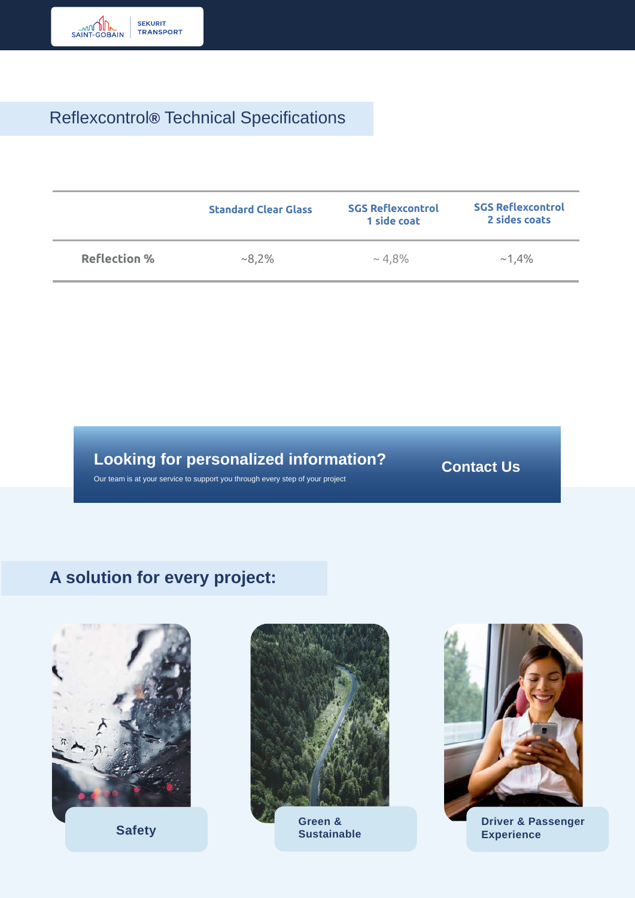## Reflexcontrol® Technical Specifications

| | Standard Clear Glass | SGS Reflexcontrol 1 side coat | SGS Reflexcontrol 2 sides coats |
|---|---|---|---|
| **Reflection %** | ~8,2% | ~ 4,8% | ~1,4% |

**Looking for personalized information?**

Our team is at your service to support you through every step of your project

**Contact Us**

## A solution for every project:

**Safety**

**Green & Sustainable**

**Driver & Passenger Experience**